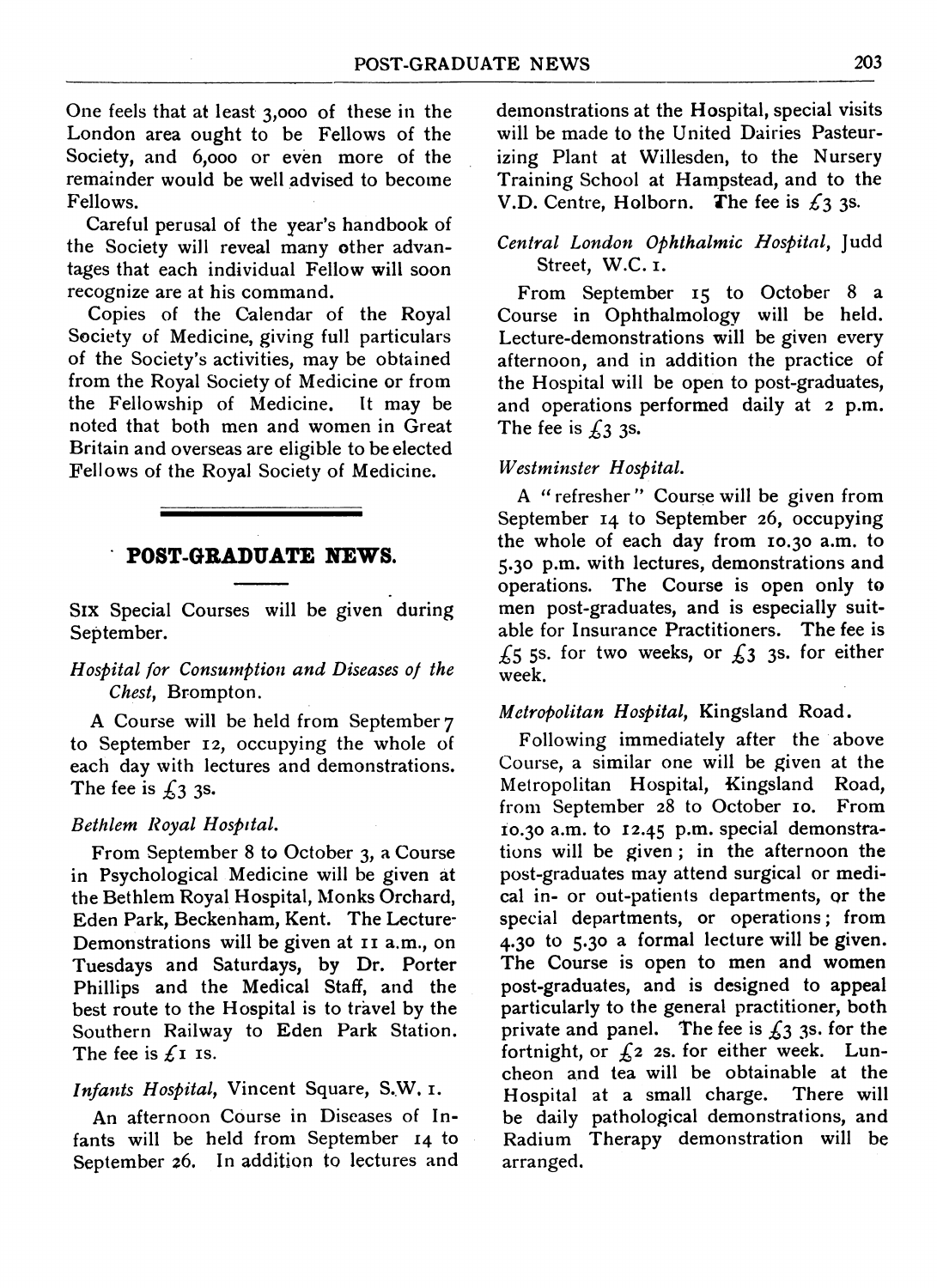One feels that at least 3,000 of these in the London area ought to be Fellows of the Society, and 6,000 or even more of the remainder would be well advised to become Fellows.

Careful perusal of the year's handbook of the Society will reveal many other advantages that each individual Fellow will soon recognize are at his command.

Copies of the Calendar of the Royal Society of Medicine, giving full particulars of the Society's activities, may be obtained from the Royal Society of Medicine or from the Fellowship of Medicine. It may be noted that both men and women in Great Britain and overseas are eligible to be elected Fellows of the Royal Society of Medicine.

## POST-GRADUATE NEWS.

SIX Special Courses will be given during September.

*Hospital for Consumption and Diseases of the Chest*, Brompton.

A Course will be held from September 7 to September 12, occupying the whole of each day with lectures and demonstrations. The fee is £3 3s.

*Bethlem Royal Hospital.*

From September 8 to October 3, a Course in Psychological Medicine will be given at the Bethlem Royal Hospital, Monks Orchard, Eden Park, Beckenham, Kent. The Lecture-Demonstrations will be given at 11 a.m., on Tuesdays and Saturdays, by Dr. Porter Phillips and the Medical Staff, and the best route to the Hospital is to travel by the Southern Railway to Eden Park Station. The fee is £1 1s.

*Infants Hospital*, Vincent Square, S.W. 1.

An afternoon Course in Diseases of Infants will be held from September 14 to September 26. In addition to lectures and demonstrations at the Hospital, special visits will be made to the United Dairies Pasteurizing Plant at Willesden, to the Nursery Training School at Hampstead, and to the V.D. Centre, Holborn. The fee is £3 3s.

*Central London Ophthalmic Hospital*, Judd Street, W.C. 1.

From September 15 to October 8 a Course in Ophthalmology will be held. Lecture-demonstrations will be given every afternoon, and in addition the practice of the Hospital will be open to post-graduates, and operations performed daily at 2 p.m. The fee is £3 3s.

*Westminster Hospital.*

A "refresher" Course will be given from September 14 to September 26, occupying the whole of each day from 10.30 a.m. to 5.30 p.m. with lectures, demonstrations and operations. The Course is open only to men post-graduates, and is especially suitable for Insurance Practitioners. The fee is £5 5s. for two weeks, or £3 3s. for either week.

*Metropolitan Hospital*, Kingsland Road.

Following immediately after the above Course, a similar one will be given at the Metropolitan Hospital, Kingsland Road, from September 28 to October 10. From 10.30 a.m. to 12.45 p.m. special demonstrations will be given; in the afternoon the post-graduates may attend surgical or medical in- or out-patients departments, or the special departments, or operations; from 4.30 to 5.30 a formal lecture will be given. The Course is open to men and women post-graduates, and is designed to appeal particularly to the general practitioner, both private and panel. The fee is £3 3s. for the fortnight, or £2 2s. for either week. Luncheon and tea will be obtainable at the Hospital at a small charge. There will be daily pathological demonstrations, and Radium Therapy demonstration will be arranged.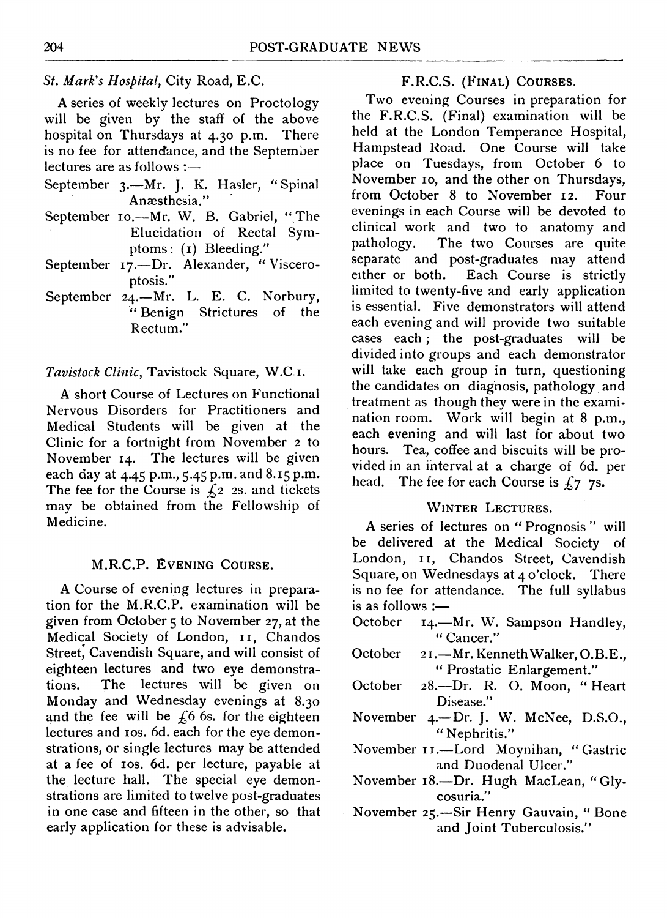*St. Mark's Hospital*, City Road, E.C.

A series of weekly lectures on Proctology will be given by the staff of the above hospital on Thursdays at 4.30 p.m. There is no fee for attendance, and the September lectures are as follows :—

September 3.—Mr. J. K. Hasler, "Spinal Anæsthesia."

September 10.—Mr. W. B. Gabriel, "The Elucidation of Rectal Symptoms: (1) Bleeding."

September 17.—Dr. Alexander, "Visceroptosis."

September 24.—Mr. L. E. C. Norbury, "Benign Strictures of the Rectum."

*Tavistock Clinic*, Tavistock Square, W.C.1.

A short Course of Lectures on Functional Nervous Disorders for Practitioners and Medical Students will be given at the Clinic for a fortnight from November 2 to November 14. The lectures will be given each day at 4.45 p.m., 5.45 p.m. and 8.15 p.m. The fee for the Course is £2 2s. and tickets may be obtained from the Fellowship of Medicine.

## M.R.C.P. Evening Course.

A Course of evening lectures in preparation for the M.R.C.P. examination will be given from October 5 to November 27, at the Medical Society of London, 11, Chandos Street, Cavendish Square, and will consist of eighteen lectures and two eye demonstrations. The lectures will be given on Monday and Wednesday evenings at 8.30 and the fee will be £6 6s. for the eighteen lectures and 10s. 6d. each for the eye demonstrations, or single lectures may be attended at a fee of 10s. 6d. per lecture, payable at the lecture hall. The special eye demonstrations are limited to twelve post-graduates in one case and fifteen in the other, so that early application for these is advisable.

## F.R.C.S. (Final) Courses.

Two evening Courses in preparation for the F.R.C.S. (Final) examination will be held at the London Temperance Hospital, Hampstead Road. One Course will take place on Tuesdays, from October 6 to November 10, and the other on Thursdays, from October 8 to November 12. Four evenings in each Course will be devoted to clinical work and two to anatomy and pathology. The two Courses are quite separate and post-graduates may attend either or both. Each Course is strictly limited to twenty-five and early application is essential. Five demonstrators will attend each evening and will provide two suitable cases each; the post-graduates will be divided into groups and each demonstrator will take each group in turn, questioning the candidates on diagnosis, pathology and treatment as though they were in the examination room. Work will begin at 8 p.m., each evening and will last for about two hours. Tea, coffee and biscuits will be provided in an interval at a charge of 6d. per head. The fee for each Course is £7 7s.

## Winter Lectures.

A series of lectures on "Prognosis" will be delivered at the Medical Society of London, 11, Chandos Street, Cavendish Square, on Wednesdays at 4 o'clock. There is no fee for attendance. The full syllabus is as follows :—

October 14.—Mr. W. Sampson Handley, "Cancer."

October 21.—Mr. Kenneth Walker, O.B.E., "Prostatic Enlargement."

October 28.—Dr. R. O. Moon, "Heart Disease."

November 4.—Dr. J. W. McNee, D.S.O., "Nephritis."

November 11.—Lord Moynihan, "Gastric and Duodenal Ulcer."

November 18.—Dr. Hugh MacLean, "Glycosuria."

November 25.—Sir Henry Gauvain, "Bone and Joint Tuberculosis."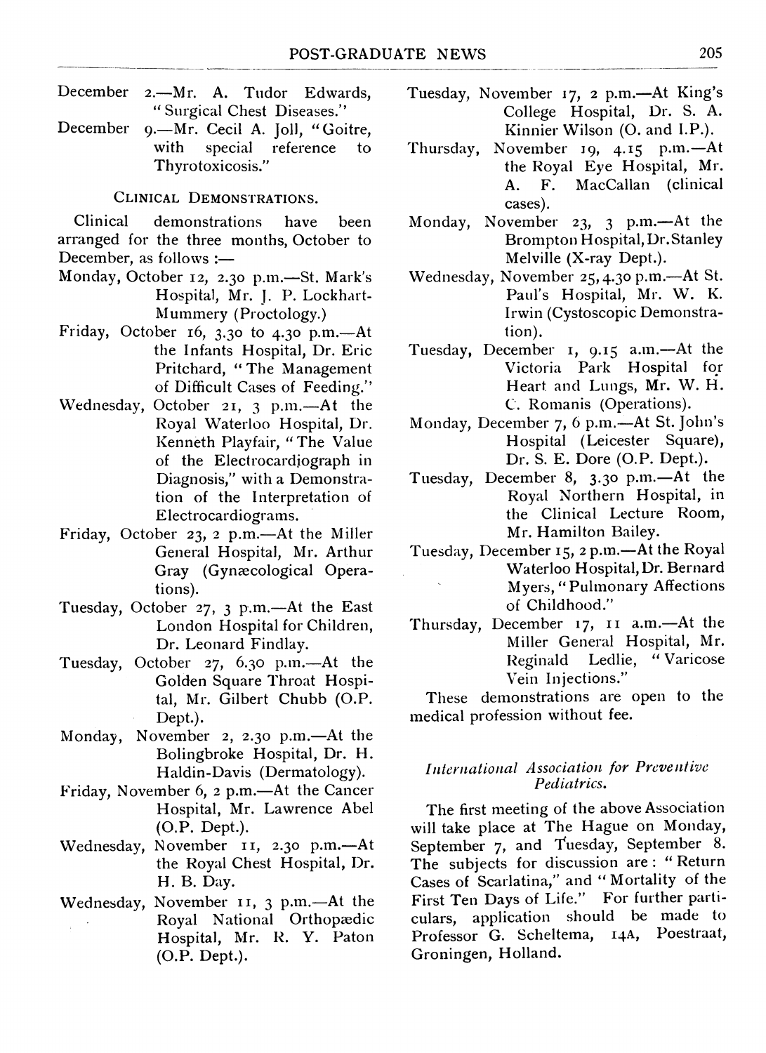December 2.—Mr. A. Tudor Edwards, "Surgical Chest Diseases."

December 9.—Mr. Cecil A. Joll, "Goitre, with special reference to Thyrotoxicosis."

### Clinical Demonstrations.

Clinical demonstrations have been arranged for the three months, October to December, as follows :—

Monday, October 12, 2.30 p.m.—St. Mark's Hospital, Mr. J. P. Lockhart-Mummery (Proctology.)

Friday, October 16, 3.30 to 4.30 p.m.—At the Infants Hospital, Dr. Eric Pritchard, "The Management of Difficult Cases of Feeding."

Wednesday, October 21, 3 p.m.—At the Royal Waterloo Hospital, Dr. Kenneth Playfair, "The Value of the Electrocardiograph in Diagnosis," with a Demonstration of the Interpretation of Electrocardiograms.

Friday, October 23, 2 p.m.—At the Miller General Hospital, Mr. Arthur Gray (Gynæcological Operations).

Tuesday, October 27, 3 p.m.—At the East London Hospital for Children, Dr. Leonard Findlay.

Tuesday, October 27, 6.30 p.m.—At the Golden Square Throat Hospital, Mr. Gilbert Chubb (O.P. Dept.).

Monday, November 2, 2.30 p.m.—At the Bolingbroke Hospital, Dr. H. Haldin-Davis (Dermatology).

Friday, November 6, 2 p.m.—At the Cancer Hospital, Mr. Lawrence Abel (O.P. Dept.).

Wednesday, November 11, 2.30 p.m.—At the Royal Chest Hospital, Dr. H. B. Day.

Wednesday, November 11, 3 p.m.—At the Royal National Orthopædic Hospital, Mr. R. Y. Paton (O.P. Dept.).

Tuesday, November 17, 2 p.m.—At King's College Hospital, Dr. S. A. Kinnier Wilson (O. and I.P.).

Thursday, November 19, 4.15 p.m.—At the Royal Eye Hospital, Mr. A. F. MacCallan (clinical cases).

Monday, November 23, 3 p.m.—At the Brompton Hospital, Dr. Stanley Melville (X-ray Dept.).

Wednesday, November 25, 4.30 p.m.—At St. Paul's Hospital, Mr. W. K. Irwin (Cystoscopic Demonstration).

Tuesday, December 1, 9.15 a.m.—At the Victoria Park Hospital for Heart and Lungs, Mr. W. H. C. Romanis (Operations).

Monday, December 7, 6 p.m.—At St. John's Hospital (Leicester Square), Dr. S. E. Dore (O.P. Dept.).

Tuesday, December 8, 3.30 p.m.—At the Royal Northern Hospital, in the Clinical Lecture Room, Mr. Hamilton Bailey.

Tuesday, December 15, 2 p.m.—At the Royal Waterloo Hospital, Dr. Bernard Myers, "Pulmonary Affections of Childhood."

Thursday, December 17, 11 a.m.—At the Miller General Hospital, Mr. Reginald Ledlie, "Varicose Vein Injections."

These demonstrations are open to the medical profession without fee.

### *International Association for Preventive Pediatrics.*

The first meeting of the above Association will take place at The Hague on Monday, September 7, and Tuesday, September 8. The subjects for discussion are: "Return Cases of Scarlatina," and "Mortality of the First Ten Days of Life." For further particulars, application should be made to Professor G. Scheltema, 14A, Poestraat, Groningen, Holland.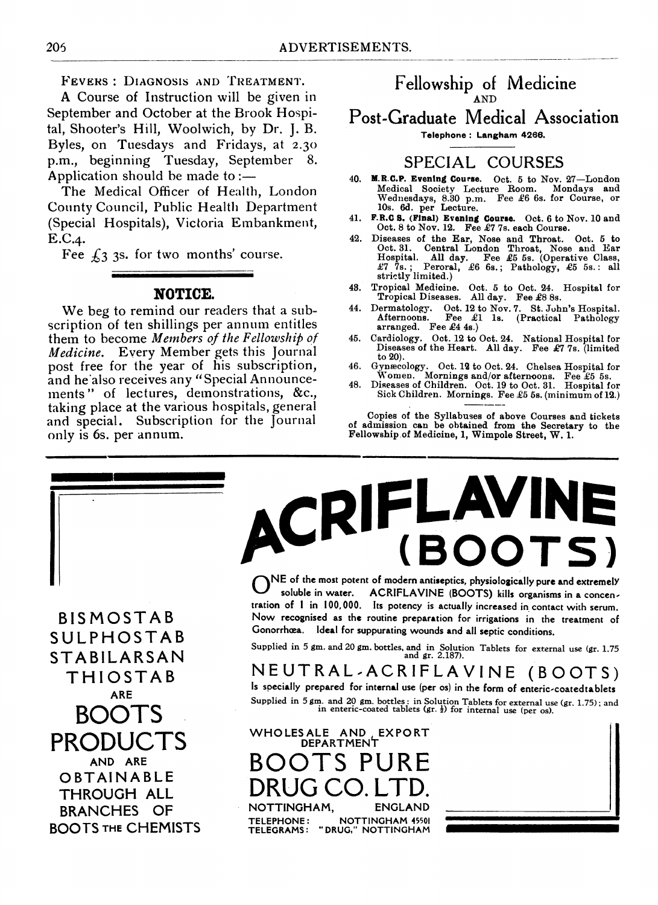FEVERS: DIAGNOSIS AND TREATMENT.

A Course of Instruction will be given in September and October at the Brook Hospital, Shooter's Hill, Woolwich, by Dr. J. B. Byles, on Tuesdays and Fridays, at 2.30 p.m., beginning Tuesday, September 8. Application should be made to:—

The Medical Officer of Health, London County Council, Public Health Department (Special Hospitals), Victoria Embankment, E.C.4.

Fee £3 3s. for two months' course.

## NOTICE.

We beg to remind our readers that a subscription of ten shillings per annum entitles them to become *Members of the Fellowship of Medicine*. Every Member gets this Journal post free for the year of his subscription, and he also receives any "Special Announcements" of lectures, demonstrations, &c., taking place at the various hospitals, general and special. Subscription for the Journal only is 6s. per annum.

# Fellowship of Medicine AND Post-Graduate Medical Association

Telephone: Langham 4266.

## SPECIAL COURSES

40. **M.R.C.P. Evening Course.** Oct. 5 to Nov. 27—London Medical Society Lecture Room. Mondays and Wednesdays, 8.30 p.m. Fee £6 6s. for Course, or 10s. 6d. per Lecture.
41. **F.R.C.S. (Final) Evening Course.** Oct. 6 to Nov. 10 and Oct. 8 to Nov. 12. Fee £7 7s. each Course.
42. Diseases of the Ear, Nose and Throat. Oct. 5 to Oct. 31. Central London Throat, Nose and Ear Hospital. All day. Fee £5 5s. (Operative Class, £7 7s.; Peroral, £6 6s.; Pathology, £5 5s.: all strictly limited.)
43. Tropical Medicine. Oct. 5 to Oct. 24. Hospital for Tropical Diseases. All day. Fee £8 8s.
44. Dermatology. Oct. 12 to Nov. 7. St. John's Hospital. Afternoons. Fee £1 1s. (Practical Pathology arranged. Fee £4 4s.)
45. Cardiology. Oct. 12 to Oct. 24. National Hospital for Diseases of the Heart. All day. Fee £7 7s. (limited to 20).
46. Gynæcology. Oct. 12 to Oct. 24. Chelsea Hospital for Women. Mornings and/or afternoons. Fee £5 5s.
48. Diseases of Children. Oct. 19 to Oct. 31. Hospital for Sick Children. Mornings. Fee £5 5s. (minimum of 12.)

Copies of the Syllabuses of above Courses and tickets of admission can be obtained from the Secretary to the Fellowship of Medicine, 1, Wimpole Street, W. 1.

---

BISMOSTAB
SULPHOSTAB
STABILARSAN
THIOSTAB
ARE

# BOOTS PRODUCTS

AND ARE OBTAINABLE THROUGH ALL BRANCHES OF BOOTS THE CHEMISTS

---

# ACRIFLAVINE (BOOTS)

ONE of the most potent of modern antiseptics, physiologically pure and extremely soluble in water. ACRIFLAVINE (BOOTS) kills organisms in a concentration of 1 in 100,000. Its potency is actually increased in contact with serum. Now recognised as the routine preparation for irrigations in the treatment of Gonorrhœa. Ideal for suppurating wounds and all septic conditions.

Supplied in 5 gm. and 20 gm. bottles, and in Solution Tablets for external use (gr. 1.75 and gr. 2.187).

## NEUTRAL-ACRIFLAVINE (BOOTS)

Is specially prepared for internal use (per os) in the form of enteric-coated tablets

Supplied in 5 gm. and 20 gm. bottles; in Solution Tablets for external use (gr. 1.75); and in enteric-coated tablets (gr. ½) for internal use (per os).

WHOLESALE AND EXPORT DEPARTMENT

# BOOTS PURE DRUG CO. LTD.

NOTTINGHAM, ENGLAND

TELEPHONE: NOTTINGHAM 45501
TELEGRAMS: "DRUG," NOTTINGHAM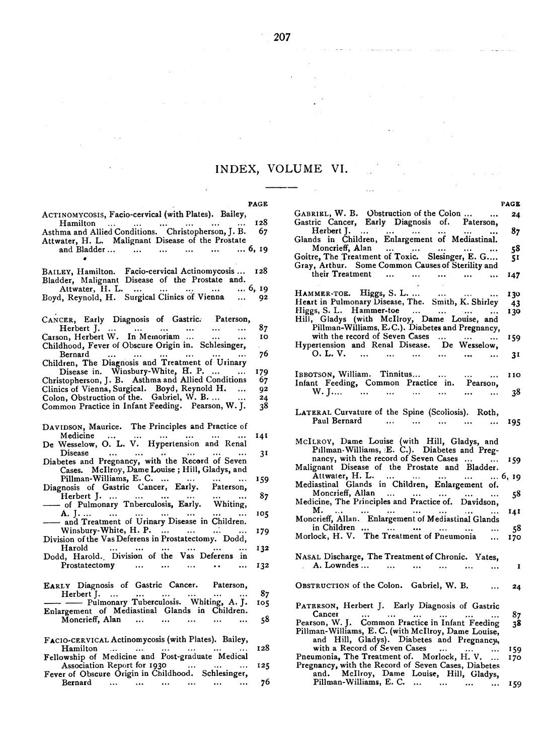# INDEX, VOLUME VI.

PAGE

ACTINOMYCOSIS, Facio-cervical (with Plates). Bailey, Hamilton ... ... ... ... ... ... 128
Asthma and Allied Conditions. Christopherson, J. B. 67
Attwater, H. L. Malignant Disease of the Prostate and Bladder ... ... ... ... ... ... 6, 19

BAILEY, Hamilton. Facio-cervical Actinomycosis ... 128
Bladder, Malignant Disease of the Prostate and. Attwater, H. L. ... ... ... ... ... 6, 19
Boyd, Reynold, H. Surgical Clinics of Vienna ... 92

CANCER, Early Diagnosis of Gastric. Paterson, Herbert J. ... ... ... ... ... ... 87
Carson, Herbert W. In Memoriam ... ... ... 10
Childhood, Fever of Obscure Origin in. Schlesinger, Bernard ... ... ... ... ... ... 76
Children, The Diagnosis and Treatment of Urinary Disease in. Winsbury-White, H. P. ... ... 179
Christopherson, J. B. Asthma and Allied Conditions 67
Clinics of Vienna, Surgical. Boyd, Reynold H. ... 92
Colon, Obstruction of the. Gabriel, W. B. ... ... 24
Common Practice in Infant Feeding. Pearson, W. J. 38

DAVIDSON, Maurice. The Principles and Practice of Medicine ... ... ... ... ... ... 141
De Wesselow, O. L. V. Hypertension and Renal Disease ... ... ... ... ... ... 31
Diabetes and Pregnancy, with the Record of Seven Cases. McIlroy, Dame Louise; Hill, Gladys, and Pillman-Williams, E. C. ... ... ... ... 159
Diagnosis of Gastric Cancer, Early. Paterson, Herbert J. ... ... ... ... ... ... 87
—— of Pulmonary Tnberculosis, Early. Whiting, A. J. ... ... ... ... ... ... 105
—— and Treatment of Urinary Disease in Children. Winsbury-White, H. P. ... ... ... 179
Division of the Vas Deferens in Prostatectomy. Dodd, Harold ... ... ... ... ... ... 132
Dodd, Harold. Division of the Vas Deferens in Prostatectomy ... ... ... ... ... 132

EARLY Diagnosis of Gastric Cancer. Paterson, Herbert J. ... ... ... ... ... ... 87
—— —— Pulmonary Tuberculosis. Whiting, A. J. 105
Enlargement of Mediastinal Glands in Children. Moncrieff, Alan ... ... ... ... ... 58

FACIO-CERVICAL Actinomycosis (with Plates). Bailey, Hamilton ... ... ... ... ... ... 128
Fellowship of Medicine and Post-graduate Medical Association Report for 1930 ... ... ... 125
Fever of Obscure Origin in Childhood. Schlesinger, Bernard ... ... ... ... ... ... 76

GABRIEL, W. B. Obstruction of the Colon ... ... 24
Gastric Cancer, Early Diagnosis of. Paterson, Herbert J. ... ... ... ... ... ... 87
Glands in Children, Enlargement of Mediastinal. Moncrieff, Alan ... ... ... ... ... 58
Goitre, The Treatment of Toxic. Slesinger, E. G.... 51
Gray, Arthur. Some Common Causes of Sterility and their Treatment ... ... ... ... ... 147

HAMMER-TOE. Higgs, S. L. ... ... ... ... 130
Heart in Pulmonary Disease, The. Smith, K. Shirley 43
Higgs, S. L. Hammer-toe ... ... ... ... 130
Hill, Gladys (with McIlroy, Dame Louise, and Pillman-Williams, E. C.). Diabetes and Pregnancy, with the record of Seven Cases ... ... ... 159
Hypertension and Renal Disease. De Wesselow, O. L. V. ... ... ... ... ... ... 31

IBBOTSON, William. Tinnitus... ... ... ... 110
Infant Feeding, Common Practice in. Pearson, W. J.... ... ... ... ... ... ... 38

LATERAL Curvature of the Spine (Scoliosis). Roth, Paul Bernard ... ... ... ... ... 195

MCILROY, Dame Louise (with Hill, Gladys, and Pillman-Williams, E. C.). Diabetes and Pregnancy, with the record of Seven Cases ... ... 159
Malignant Disease of the Prostate and Bladder. Attwater, H. L. ... ... ... ... ... 6, 19
Mediastinal Glands in Children, Enlargement of. Moncrieff, Allan ... ... ... ... ... 58
Medicine, The Principles and Practice of. Davidson, M. ... ... ... ... ... ... 141
Moncrieff, Allan. Enlargement of Mediastinal Glands in Children ... ... ... ... ... 58
Morlock, H. V. The Treatment of Pneumonia ... 170

NASAL Discharge, The Treatment of Chronic. Yates, A. Lowndes ... ... ... ... ... ... 1

OBSTRUCTION of the Colon. Gabriel, W. B. ... 24

PATERSON, Herbert J. Early Diagnosis of Gastric Cancer ... ... ... ... ... ... 87
Pearson, W. J. Common Practice in Infant Feeding 38
Pillman-Williams, E. C. (with McIlroy, Dame Louise, and Hill, Gladys). Diabetes and Pregnancy, with a Record of Seven Cases ... ... ... 159
Pneumonia, The Treatment of. Morlock, H. V. ... 170
Pregnancy, with the Record of Seven Cases, Diabetes and. McIlroy, Dame Louise, Hill, Gladys, Pillman-Williams, E. C. ... ... ... ... 159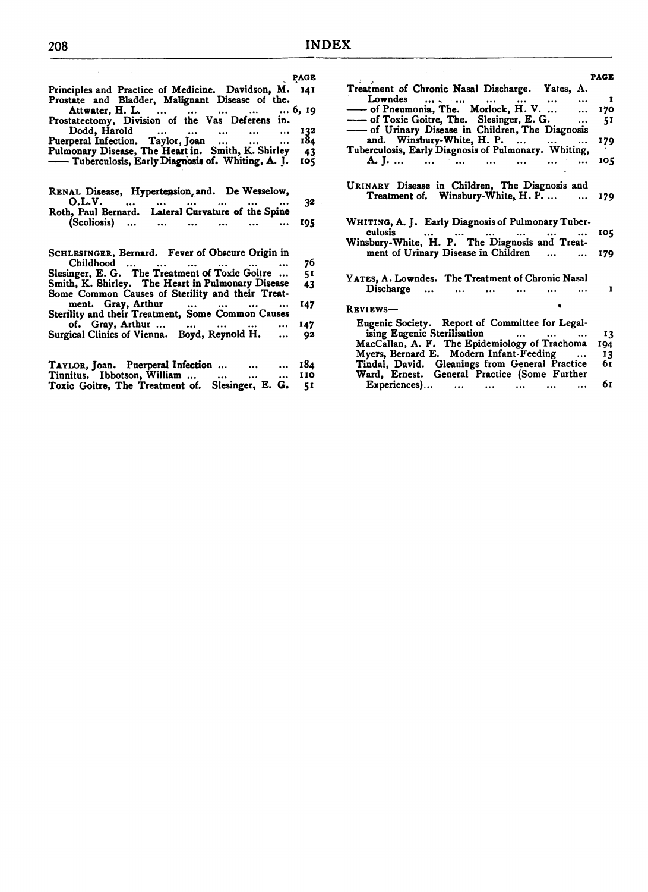# INDEX

PAGE

Principles and Practice of Medicine. Davidson, M. 141
Prostate and Bladder, Malignant Disease of the. Attwater, H. L. ... ... ... ... ... 6, 19
Prostatectomy, Division of the Vas Deferens in. Dodd, Harold ... ... ... ... ... 132
Puerperal Infection. Taylor, Joan ... ... ... 184
Pulmonary Disease, The Heart in. Smith, K. Shirley 43
—— Tuberculosis, Early Diagnosis of. Whiting, A. J. 105

**Renal** Disease, Hypertension, and. De Wesselow, O.L.V. ... ... ... ... ... ... 32
Roth, Paul Bernard. Lateral Curvature of the Spine (Scoliosis) ... ... ... ... ... ... 195

**Schlesinger**, Bernard. Fever of Obscure Origin in Childhood ... ... ... ... ... ... 76
Slesinger, E. G. The Treatment of Toxic Goitre ... 51
Smith, K. Shirley. The Heart in Pulmonary Disease 43
Some Common Causes of Sterility and their Treatment. Gray, Arthur ... ... ... ... 147
Sterility and their Treatment, Some Common Causes of. Gray, Arthur ... ... ... ... ... 147
Surgical Clinics of Vienna. Boyd, Reynold H. ... 92

**Taylor**, Joan. Puerperal Infection ... ... ... 184
Tinnitus. Ibbotson, William ... ... ... ... 110
Toxic Goitre, The Treatment of. Slesinger, E. G. 51

PAGE

Treatment of Chronic Nasal Discharge. Yates, A. Lowndes ... ... ... ... ... ... 1
—— of Pneumonia, The. Morlock, H. V. ... ... 170
—— of Toxic Goitre, The. Slesinger, E. G. ... 51
—— of Urinary Disease in Children, The Diagnosis and. Winsbury-White, H. P. ... ... ... 179
Tuberculosis, Early Diagnosis of Pulmonary. Whiting, A. J. ... ... ... ... ... ... ... 105

**Urinary** Disease in Children, The Diagnosis and Treatment of. Winsbury-White, H. P. ... ... 179

**Whiting**, A. J. Early Diagnosis of Pulmonary Tuberculosis ... ... ... ... ... ... 105
Winsbury-White, H. P. The Diagnosis and Treatment of Urinary Disease in Children ... ... 179

**Yates**, A. Lowndes. The Treatment of Chronic Nasal Discharge ... ... ... ... ... ... 1

**Reviews**—

Eugenic Society. Report of Committee for Legalising Eugenic Sterilisation ... ... ... 13
MacCallan, A. F. The Epidemiology of Trachoma 194
Myers, Bernard E. Modern Infant-Feeding ... 13
Tindal, David. Gleanings from General Practice 61
Ward, Ernest. General Practice (Some Further Experiences)... ... ... ... ... ... 61